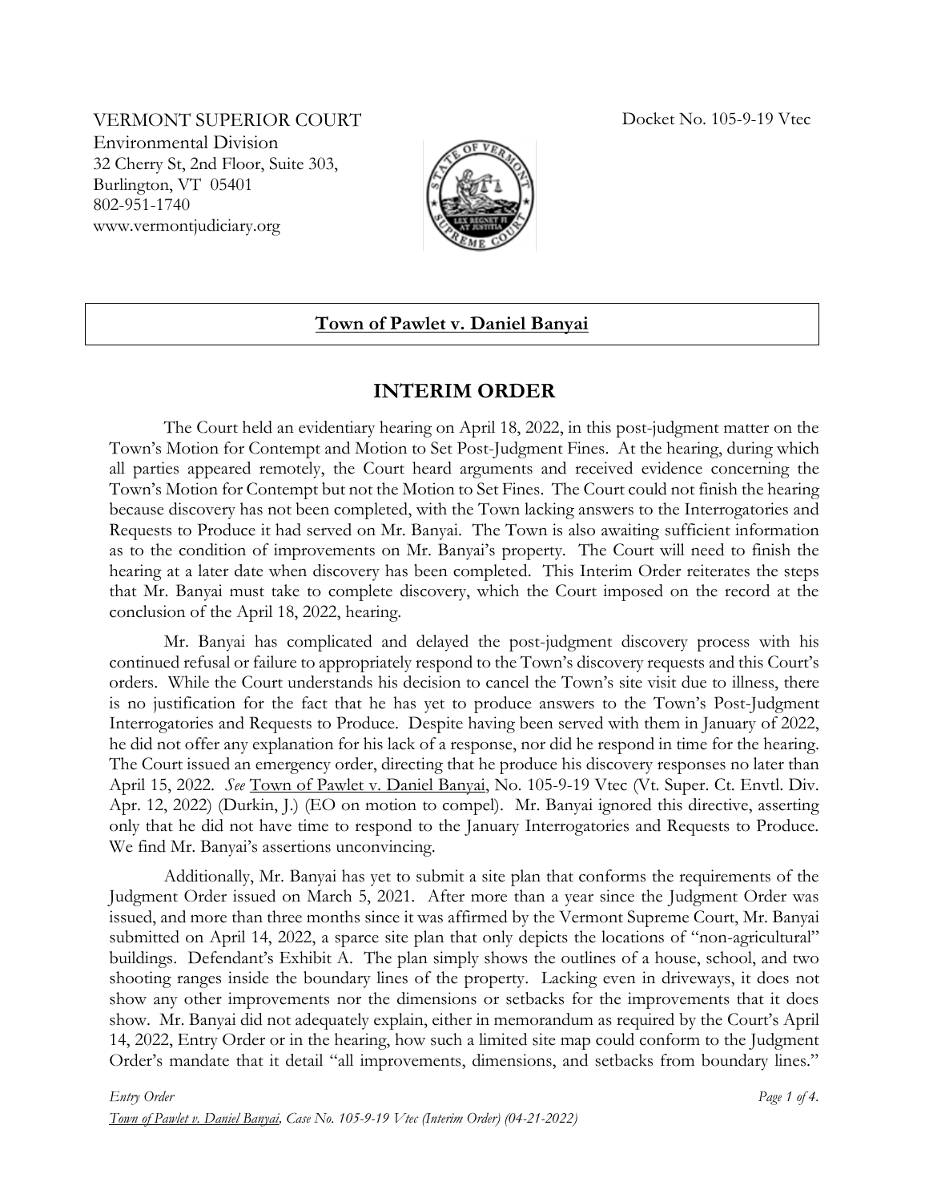VERMONT SUPERIOR COURT
Environmental Division
32 Cherry St, 2nd Floor, Suite 303,
Burlington, VT 05401
802-951-1740
www.vermontjudiciary.org

Docket No. 105-9-19 Vtec

**Town of Pawlet v. Daniel Banyai**

## INTERIM ORDER

The Court held an evidentiary hearing on April 18, 2022, in this post-judgment matter on the Town's Motion for Contempt and Motion to Set Post-Judgment Fines. At the hearing, during which all parties appeared remotely, the Court heard arguments and received evidence concerning the Town's Motion for Contempt but not the Motion to Set Fines. The Court could not finish the hearing because discovery has not been completed, with the Town lacking answers to the Interrogatories and Requests to Produce it had served on Mr. Banyai. The Town is also awaiting sufficient information as to the condition of improvements on Mr. Banyai's property. The Court will need to finish the hearing at a later date when discovery has been completed. This Interim Order reiterates the steps that Mr. Banyai must take to complete discovery, which the Court imposed on the record at the conclusion of the April 18, 2022, hearing.

Mr. Banyai has complicated and delayed the post-judgment discovery process with his continued refusal or failure to appropriately respond to the Town's discovery requests and this Court's orders. While the Court understands his decision to cancel the Town's site visit due to illness, there is no justification for the fact that he has yet to produce answers to the Town's Post-Judgment Interrogatories and Requests to Produce. Despite having been served with them in January of 2022, he did not offer any explanation for his lack of a response, nor did he respond in time for the hearing. The Court issued an emergency order, directing that he produce his discovery responses no later than April 15, 2022. *See* Town of Pawlet v. Daniel Banyai, No. 105-9-19 Vtec (Vt. Super. Ct. Envtl. Div. Apr. 12, 2022) (Durkin, J.) (EO on motion to compel). Mr. Banyai ignored this directive, asserting only that he did not have time to respond to the January Interrogatories and Requests to Produce. We find Mr. Banyai's assertions unconvincing.

Additionally, Mr. Banyai has yet to submit a site plan that conforms the requirements of the Judgment Order issued on March 5, 2021. After more than a year since the Judgment Order was issued, and more than three months since it was affirmed by the Vermont Supreme Court, Mr. Banyai submitted on April 14, 2022, a sparce site plan that only depicts the locations of "non-agricultural" buildings. Defendant's Exhibit A. The plan simply shows the outlines of a house, school, and two shooting ranges inside the boundary lines of the property. Lacking even in driveways, it does not show any other improvements nor the dimensions or setbacks for the improvements that it does show. Mr. Banyai did not adequately explain, either in memorandum as required by the Court's April 14, 2022, Entry Order or in the hearing, how such a limited site map could conform to the Judgment Order's mandate that it detail "all improvements, dimensions, and setbacks from boundary lines."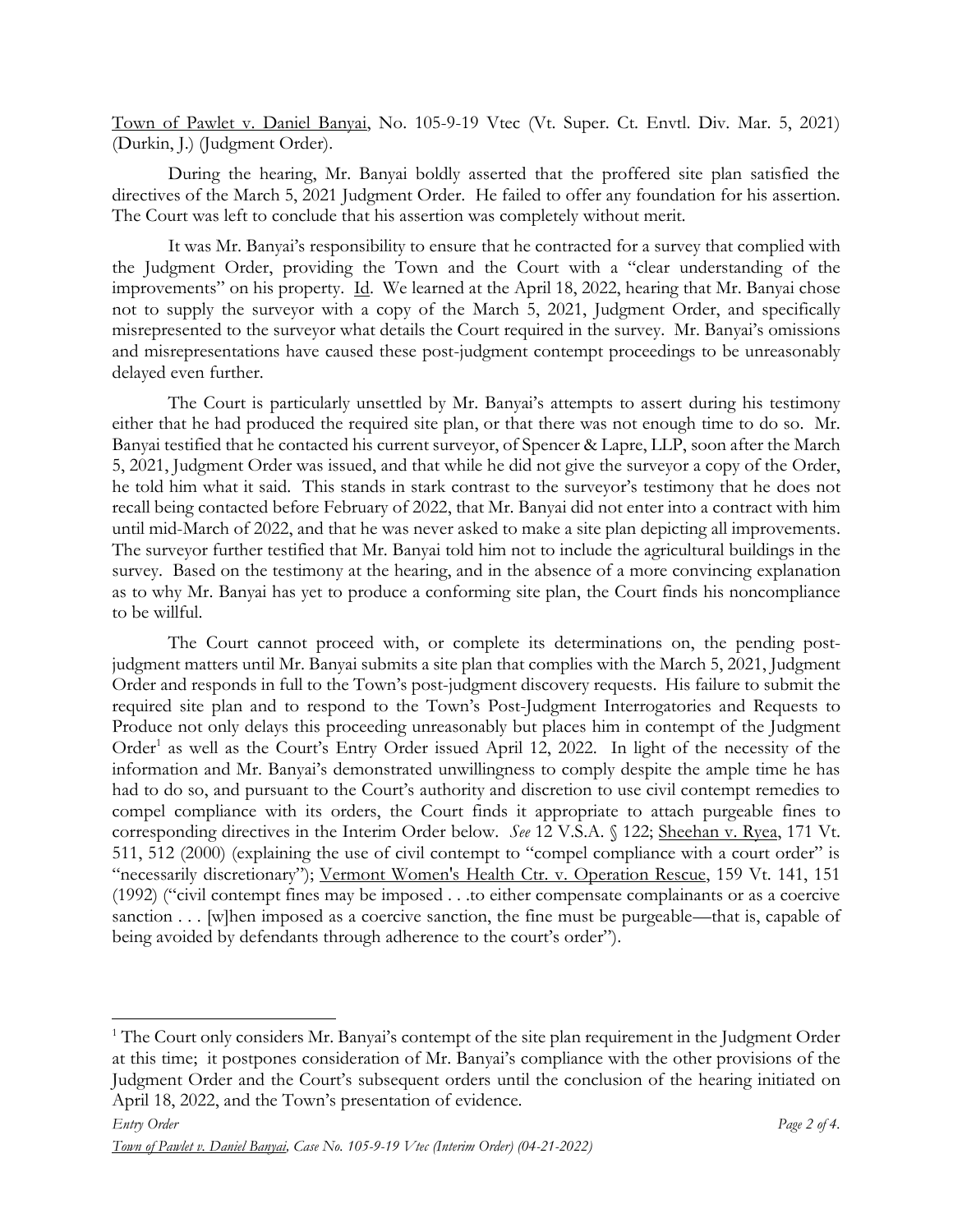Town of Pawlet v. Daniel Banyai, No. 105-9-19 Vtec (Vt. Super. Ct. Envtl. Div. Mar. 5, 2021) (Durkin, J.) (Judgment Order).

During the hearing, Mr. Banyai boldly asserted that the proffered site plan satisfied the directives of the March 5, 2021 Judgment Order. He failed to offer any foundation for his assertion. The Court was left to conclude that his assertion was completely without merit.

It was Mr. Banyai's responsibility to ensure that he contracted for a survey that complied with the Judgment Order, providing the Town and the Court with a "clear understanding of the improvements" on his property. Id. We learned at the April 18, 2022, hearing that Mr. Banyai chose not to supply the surveyor with a copy of the March 5, 2021, Judgment Order, and specifically misrepresented to the surveyor what details the Court required in the survey. Mr. Banyai's omissions and misrepresentations have caused these post-judgment contempt proceedings to be unreasonably delayed even further.

The Court is particularly unsettled by Mr. Banyai's attempts to assert during his testimony either that he had produced the required site plan, or that there was not enough time to do so. Mr. Banyai testified that he contacted his current surveyor, of Spencer & Lapre, LLP, soon after the March 5, 2021, Judgment Order was issued, and that while he did not give the surveyor a copy of the Order, he told him what it said. This stands in stark contrast to the surveyor's testimony that he does not recall being contacted before February of 2022, that Mr. Banyai did not enter into a contract with him until mid-March of 2022, and that he was never asked to make a site plan depicting all improvements. The surveyor further testified that Mr. Banyai told him not to include the agricultural buildings in the survey. Based on the testimony at the hearing, and in the absence of a more convincing explanation as to why Mr. Banyai has yet to produce a conforming site plan, the Court finds his noncompliance to be willful.

The Court cannot proceed with, or complete its determinations on, the pending post-judgment matters until Mr. Banyai submits a site plan that complies with the March 5, 2021, Judgment Order and responds in full to the Town's post-judgment discovery requests. His failure to submit the required site plan and to respond to the Town's Post-Judgment Interrogatories and Requests to Produce not only delays this proceeding unreasonably but places him in contempt of the Judgment Order[1] as well as the Court's Entry Order issued April 12, 2022. In light of the necessity of the information and Mr. Banyai's demonstrated unwillingness to comply despite the ample time he has had to do so, and pursuant to the Court's authority and discretion to use civil contempt remedies to compel compliance with its orders, the Court finds it appropriate to attach purgeable fines to corresponding directives in the Interim Order below. *See* 12 V.S.A. § 122; Sheehan v. Ryea, 171 Vt. 511, 512 (2000) (explaining the use of civil contempt to "compel compliance with a court order" is "necessarily discretionary"); Vermont Women's Health Ctr. v. Operation Rescue, 159 Vt. 141, 151 (1992) ("civil contempt fines may be imposed . . .to either compensate complainants or as a coercive sanction . . . [w]hen imposed as a coercive sanction, the fine must be purgeable—that is, capable of being avoided by defendants through adherence to the court's order").

---

[1] The Court only considers Mr. Banyai's contempt of the site plan requirement in the Judgment Order at this time; it postpones consideration of Mr. Banyai's compliance with the other provisions of the Judgment Order and the Court's subsequent orders until the conclusion of the hearing initiated on April 18, 2022, and the Town's presentation of evidence.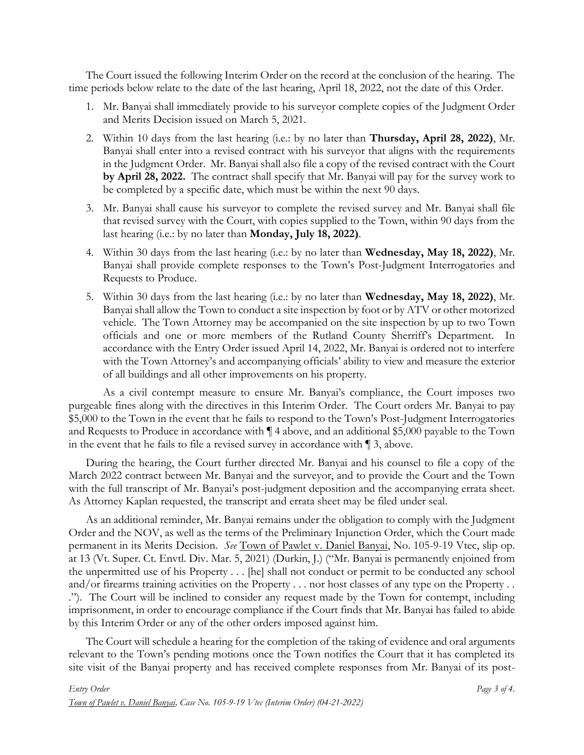The Court issued the following Interim Order on the record at the conclusion of the hearing. The time periods below relate to the date of the last hearing, April 18, 2022, not the date of this Order.

1. Mr. Banyai shall immediately provide to his surveyor complete copies of the Judgment Order and Merits Decision issued on March 5, 2021.
2. Within 10 days from the last hearing (i.e.: by no later than **Thursday, April 28, 2022)**, Mr. Banyai shall enter into a revised contract with his surveyor that aligns with the requirements in the Judgment Order. Mr. Banyai shall also file a copy of the revised contract with the Court **by April 28, 2022.** The contract shall specify that Mr. Banyai will pay for the survey work to be completed by a specific date, which must be within the next 90 days.
3. Mr. Banyai shall cause his surveyor to complete the revised survey and Mr. Banyai shall file that revised survey with the Court, with copies supplied to the Town, within 90 days from the last hearing (i.e.: by no later than **Monday, July 18, 2022)**.
4. Within 30 days from the last hearing (i.e.: by no later than **Wednesday, May 18, 2022)**, Mr. Banyai shall provide complete responses to the Town's Post-Judgment Interrogatories and Requests to Produce.
5. Within 30 days from the last hearing (i.e.: by no later than **Wednesday, May 18, 2022)**, Mr. Banyai shall allow the Town to conduct a site inspection by foot or by ATV or other motorized vehicle. The Town Attorney may be accompanied on the site inspection by up to two Town officials and one or more members of the Rutland County Sheriff's Department. In accordance with the Entry Order issued April 14, 2022, Mr. Banyai is ordered not to interfere with the Town Attorney's and accompanying officials' ability to view and measure the exterior of all buildings and all other improvements on his property.

As a civil contempt measure to ensure Mr. Banyai's compliance, the Court imposes two purgeable fines along with the directives in this Interim Order. The Court orders Mr. Banyai to pay $5,000 to the Town in the event that he fails to respond to the Town's Post-Judgment Interrogatories and Requests to Produce in accordance with ¶ 4 above, and an additional $5,000 payable to the Town in the event that he fails to file a revised survey in accordance with ¶ 3, above.

During the hearing, the Court further directed Mr. Banyai and his counsel to file a copy of the March 2022 contract between Mr. Banyai and the surveyor, and to provide the Court and the Town with the full transcript of Mr. Banyai's post-judgment deposition and the accompanying errata sheet. As Attorney Kaplan requested, the transcript and errata sheet may be filed under seal.

As an additional reminder, Mr. Banyai remains under the obligation to comply with the Judgment Order and the NOV, as well as the terms of the Preliminary Injunction Order, which the Court made permanent in its Merits Decision. *See* Town of Pawlet v. Daniel Banyai, No. 105-9-19 Vtec, slip op. at 13 (Vt. Super. Ct. Envtl. Div. Mar. 5, 2021) (Durkin, J.) ("Mr. Banyai is permanently enjoined from the unpermitted use of his Property . . . [he] shall not conduct or permit to be conducted any school and/or firearms training activities on the Property . . . nor host classes of any type on the Property . . ."). The Court will be inclined to consider any request made by the Town for contempt, including imprisonment, in order to encourage compliance if the Court finds that Mr. Banyai has failed to abide by this Interim Order or any of the other orders imposed against him.

The Court will schedule a hearing for the completion of the taking of evidence and oral arguments relevant to the Town's pending motions once the Town notifies the Court that it has completed its site visit of the Banyai property and has received complete responses from Mr. Banyai of its post-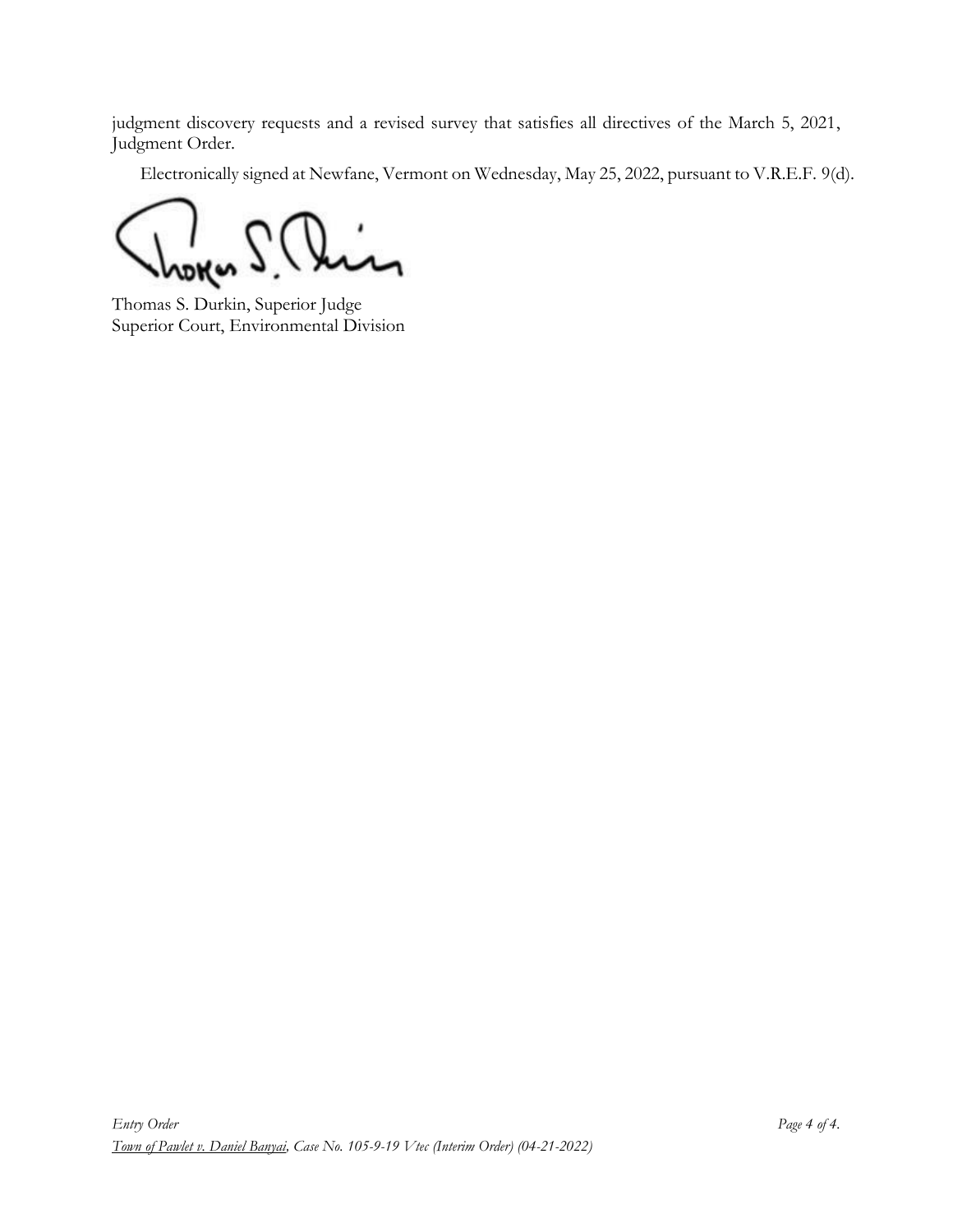judgment discovery requests and a revised survey that satisfies all directives of the March 5, 2021, Judgment Order.

Electronically signed at Newfane, Vermont on Wednesday, May 25, 2022, pursuant to V.R.E.F. 9(d).

Thomas S. Durkin, Superior Judge
Superior Court, Environmental Division